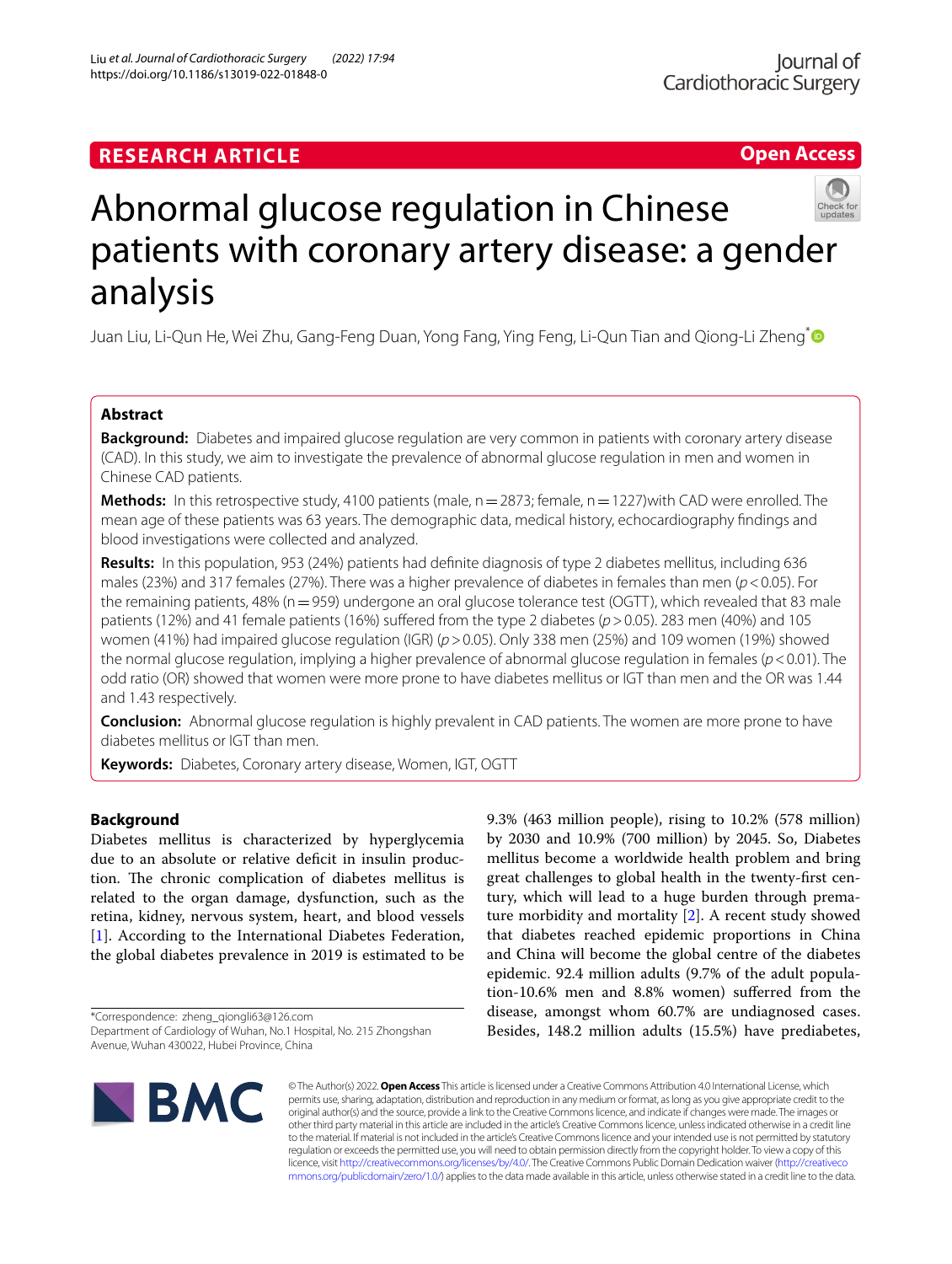RESEARCH ARTICLE

Open Access

# Abnormal glucose regulation in Chinese patients with coronary artery disease: a gender analysis

Juan Liu, Li-Qun He, Wei Zhu, Gang-Feng Duan, Yong Fang, Ying Feng, Li-Qun Tian and Qiong-Li Zheng*

## Abstract

**Background:** Diabetes and impaired glucose regulation are very common in patients with coronary artery disease (CAD). In this study, we aim to investigate the prevalence of abnormal glucose regulation in men and women in Chinese CAD patients.

**Methods:** In this retrospective study, 4100 patients (male, n = 2873; female, n = 1227)with CAD were enrolled. The mean age of these patients was 63 years. The demographic data, medical history, echocardiography findings and blood investigations were collected and analyzed.

**Results:** In this population, 953 (24%) patients had definite diagnosis of type 2 diabetes mellitus, including 636 males (23%) and 317 females (27%). There was a higher prevalence of diabetes in females than men ($p < 0.05$). For the remaining patients, 48% (n = 959) undergone an oral glucose tolerance test (OGTT), which revealed that 83 male patients (12%) and 41 female patients (16%) suffered from the type 2 diabetes ($p > 0.05$). 283 men (40%) and 105 women (41%) had impaired glucose regulation (IGR) ($p > 0.05$). Only 338 men (25%) and 109 women (19%) showed the normal glucose regulation, implying a higher prevalence of abnormal glucose regulation in females ($p < 0.01$). The odd ratio (OR) showed that women were more prone to have diabetes mellitus or IGT than men and the OR was 1.44 and 1.43 respectively.

**Conclusion:** Abnormal glucose regulation is highly prevalent in CAD patients. The women are more prone to have diabetes mellitus or IGT than men.

**Keywords:** Diabetes, Coronary artery disease, Women, IGT, OGTT

## Background

Diabetes mellitus is characterized by hyperglycemia due to an absolute or relative deficit in insulin production. The chronic complication of diabetes mellitus is related to the organ damage, dysfunction, such as the retina, kidney, nervous system, heart, and blood vessels [1]. According to the International Diabetes Federation, the global diabetes prevalence in 2019 is estimated to be 9.3% (463 million people), rising to 10.2% (578 million) by 2030 and 10.9% (700 million) by 2045. So, Diabetes mellitus become a worldwide health problem and bring great challenges to global health in the twenty-first century, which will lead to a huge burden through premature morbidity and mortality [2]. A recent study showed that diabetes reached epidemic proportions in China and China will become the global centre of the diabetes epidemic. 92.4 million adults (9.7% of the adult population-10.6% men and 8.8% women) sufferred from the disease, amongst whom 60.7% are undiagnosed cases. Besides, 148.2 million adults (15.5%) have prediabetes,

*Correspondence: zheng_qiongli63@126.com
Department of Cardiology of Wuhan, No.1 Hospital, No. 215 Zhongshan Avenue, Wuhan 430022, Hubei Province, China

© The Author(s) 2022. **Open Access** This article is licensed under a Creative Commons Attribution 4.0 International License, which permits use, sharing, adaptation, distribution and reproduction in any medium or format, as long as you give appropriate credit to the original author(s) and the source, provide a link to the Creative Commons licence, and indicate if changes were made. The images or other third party material in this article are included in the article's Creative Commons licence, unless indicated otherwise in a credit line to the material. If material is not included in the article's Creative Commons licence and your intended use is not permitted by statutory regulation or exceeds the permitted use, you will need to obtain permission directly from the copyright holder. To view a copy of this licence, visit http://creativecommons.org/licenses/by/4.0/. The Creative Commons Public Domain Dedication waiver (http://creativecommons.org/publicdomain/zero/1.0/) applies to the data made available in this article, unless otherwise stated in a credit line to the data.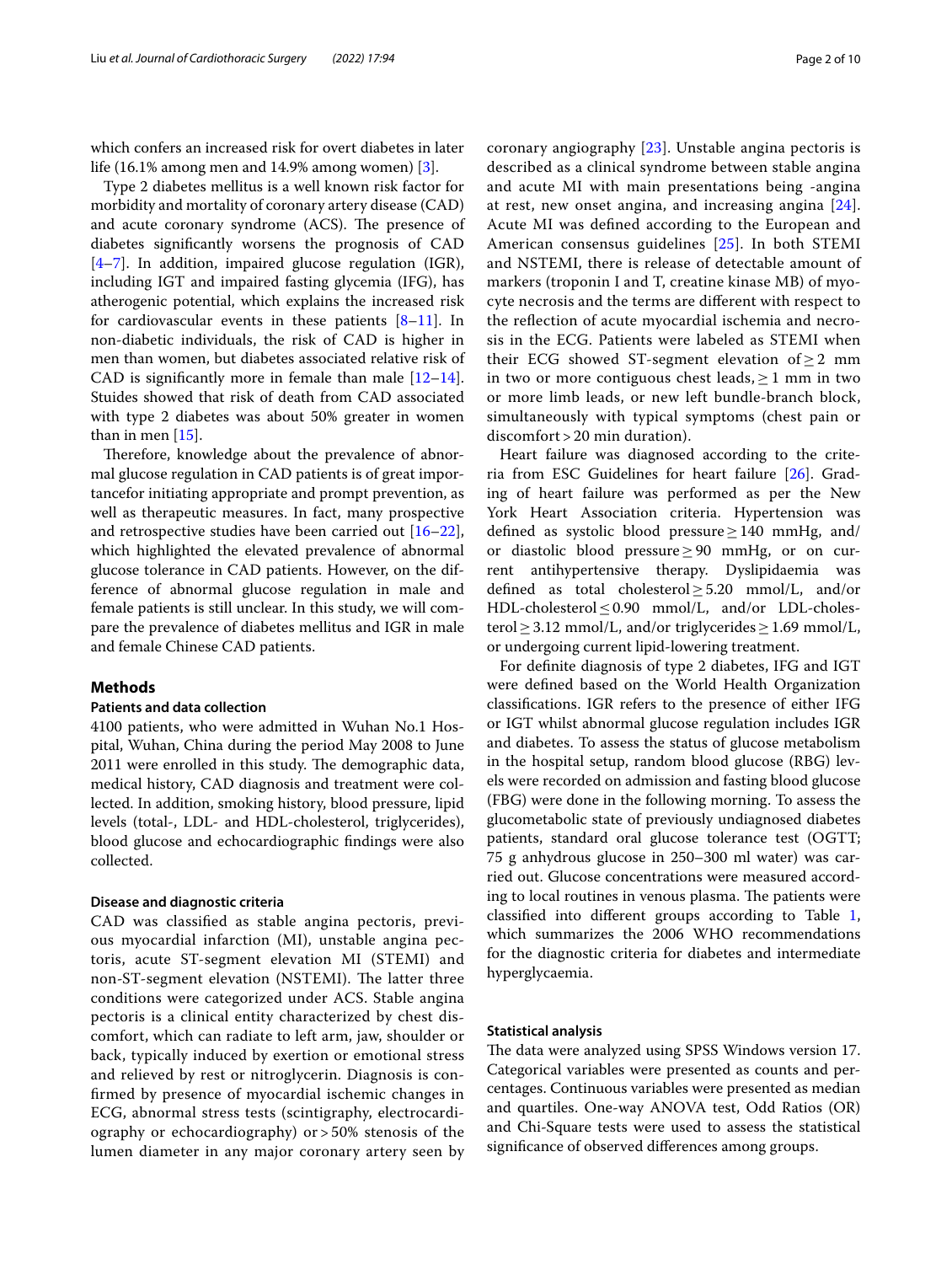which confers an increased risk for overt diabetes in later life (16.1% among men and 14.9% among women) [3].

Type 2 diabetes mellitus is a well known risk factor for morbidity and mortality of coronary artery disease (CAD) and acute coronary syndrome (ACS). The presence of diabetes significantly worsens the prognosis of CAD [4–7]. In addition, impaired glucose regulation (IGR), including IGT and impaired fasting glycemia (IFG), has atherogenic potential, which explains the increased risk for cardiovascular events in these patients [8–11]. In non-diabetic individuals, the risk of CAD is higher in men than women, but diabetes associated relative risk of CAD is significantly more in female than male [12–14]. Stuides showed that risk of death from CAD associated with type 2 diabetes was about 50% greater in women than in men [15].

Therefore, knowledge about the prevalence of abnormal glucose regulation in CAD patients is of great importancefor initiating appropriate and prompt prevention, as well as therapeutic measures. In fact, many prospective and retrospective studies have been carried out [16–22], which highlighted the elevated prevalence of abnormal glucose tolerance in CAD patients. However, on the difference of abnormal glucose regulation in male and female patients is still unclear. In this study, we will compare the prevalence of diabetes mellitus and IGR in male and female Chinese CAD patients.

## Methods

### Patients and data collection

4100 patients, who were admitted in Wuhan No.1 Hospital, Wuhan, China during the period May 2008 to June 2011 were enrolled in this study. The demographic data, medical history, CAD diagnosis and treatment were collected. In addition, smoking history, blood pressure, lipid levels (total-, LDL- and HDL-cholesterol, triglycerides), blood glucose and echocardiographic findings were also collected.

### Disease and diagnostic criteria

CAD was classified as stable angina pectoris, previous myocardial infarction (MI), unstable angina pectoris, acute ST-segment elevation MI (STEMI) and non-ST-segment elevation (NSTEMI). The latter three conditions were categorized under ACS. Stable angina pectoris is a clinical entity characterized by chest discomfort, which can radiate to left arm, jaw, shoulder or back, typically induced by exertion or emotional stress and relieved by rest or nitroglycerin. Diagnosis is confirmed by presence of myocardial ischemic changes in ECG, abnormal stress tests (scintigraphy, electrocardiography or echocardiography) or > 50% stenosis of the lumen diameter in any major coronary artery seen by coronary angiography [23]. Unstable angina pectoris is described as a clinical syndrome between stable angina and acute MI with main presentations being -angina at rest, new onset angina, and increasing angina [24]. Acute MI was defined according to the European and American consensus guidelines [25]. In both STEMI and NSTEMI, there is release of detectable amount of markers (troponin I and T, creatine kinase MB) of myocyte necrosis and the terms are different with respect to the reflection of acute myocardial ischemia and necrosis in the ECG. Patients were labeled as STEMI when their ECG showed ST-segment elevation of ≥ 2 mm in two or more contiguous chest leads, ≥ 1 mm in two or more limb leads, or new left bundle-branch block, simultaneously with typical symptoms (chest pain or discomfort > 20 min duration).

Heart failure was diagnosed according to the criteria from ESC Guidelines for heart failure [26]. Grading of heart failure was performed as per the New York Heart Association criteria. Hypertension was defined as systolic blood pressure ≥ 140 mmHg, and/or diastolic blood pressure ≥ 90 mmHg, or on current antihypertensive therapy. Dyslipidaemia was defined as total cholesterol ≥ 5.20 mmol/L, and/or HDL-cholesterol ≤ 0.90 mmol/L, and/or LDL-cholesterol ≥ 3.12 mmol/L, and/or triglycerides ≥ 1.69 mmol/L, or undergoing current lipid-lowering treatment.

For definite diagnosis of type 2 diabetes, IFG and IGT were defined based on the World Health Organization classifications. IGR refers to the presence of either IFG or IGT whilst abnormal glucose regulation includes IGR and diabetes. To assess the status of glucose metabolism in the hospital setup, random blood glucose (RBG) levels were recorded on admission and fasting blood glucose (FBG) were done in the following morning. To assess the glucometabolic state of previously undiagnosed diabetes patients, standard oral glucose tolerance test (OGTT; 75 g anhydrous glucose in 250–300 ml water) was carried out. Glucose concentrations were measured according to local routines in venous plasma. The patients were classified into different groups according to Table 1, which summarizes the 2006 WHO recommendations for the diagnostic criteria for diabetes and intermediate hyperglycaemia.

### Statistical analysis

The data were analyzed using SPSS Windows version 17. Categorical variables were presented as counts and percentages. Continuous variables were presented as median and quartiles. One-way ANOVA test, Odd Ratios (OR) and Chi-Square tests were used to assess the statistical significance of observed differences among groups.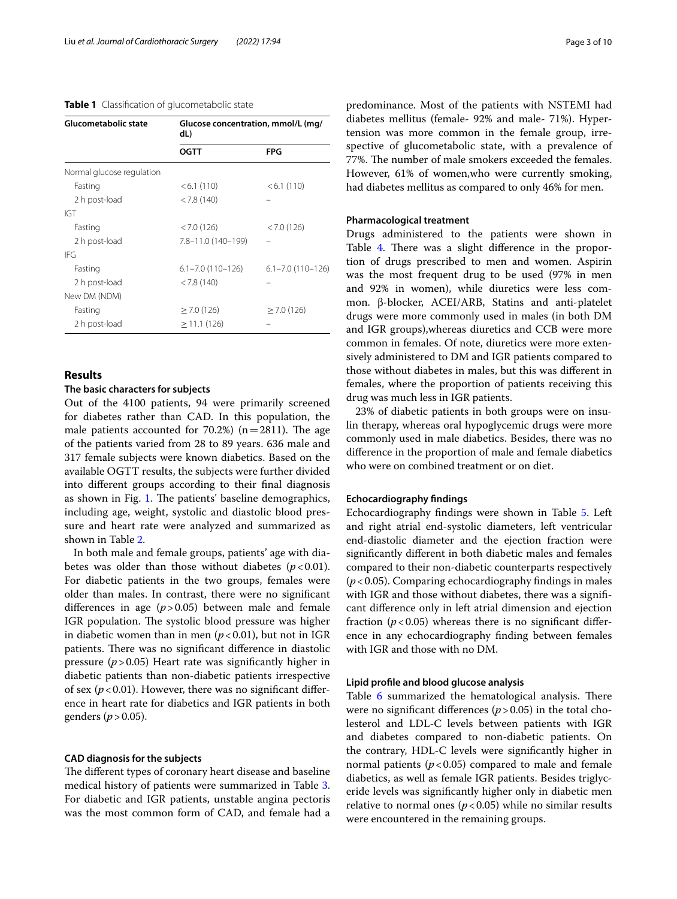**Table 1** Classification of glucometabolic state

| Glucometabolic state | Glucose concentration, mmol/L (mg/dL) | |
|---|---|---|
| | **OGTT** | **FPG** |
| Normal glucose regulation | | |
| Fasting | < 6.1 (110) | < 6.1 (110) |
| 2 h post-load | < 7.8 (140) | – |
| IGT | | |
| Fasting | < 7.0 (126) | < 7.0 (126) |
| 2 h post-load | 7.8–11.0 (140–199) | – |
| IFG | | |
| Fasting | 6.1–7.0 (110–126) | 6.1–7.0 (110–126) |
| 2 h post-load | < 7.8 (140) | – |
| New DM (NDM) | | |
| Fasting | ≥ 7.0 (126) | ≥ 7.0 (126) |
| 2 h post-load | ≥ 11.1 (126) | – |

## Results

### The basic characters for subjects

Out of the 4100 patients, 94 were primarily screened for diabetes rather than CAD. In this population, the male patients accounted for 70.2%) (n = 2811). The age of the patients varied from 28 to 89 years. 636 male and 317 female subjects were known diabetics. Based on the available OGTT results, the subjects were further divided into different groups according to their final diagnosis as shown in Fig. 1. The patients' baseline demographics, including age, weight, systolic and diastolic blood pressure and heart rate were analyzed and summarized as shown in Table 2.

In both male and female groups, patients' age with diabetes was older than those without diabetes ($p < 0.01$). For diabetic patients in the two groups, females were older than males. In contrast, there were no significant differences in age ($p > 0.05$) between male and female IGR population. The systolic blood pressure was higher in diabetic women than in men ($p < 0.01$), but not in IGR patients. There was no significant difference in diastolic pressure ($p > 0.05$) Heart rate was significantly higher in diabetic patients than non-diabetic patients irrespective of sex ($p < 0.01$). However, there was no significant difference in heart rate for diabetics and IGR patients in both genders ($p > 0.05$).

### CAD diagnosis for the subjects

The different types of coronary heart disease and baseline medical history of patients were summarized in Table 3. For diabetic and IGR patients, unstable angina pectoris was the most common form of CAD, and female had a predominance. Most of the patients with NSTEMI had diabetes mellitus (female- 92% and male- 71%). Hypertension was more common in the female group, irrespective of glucometabolic state, with a prevalence of 77%. The number of male smokers exceeded the females. However, 61% of women,who were currently smoking, had diabetes mellitus as compared to only 46% for men.

### Pharmacological treatment

Drugs administered to the patients were shown in Table 4. There was a slight difference in the proportion of drugs prescribed to men and women. Aspirin was the most frequent drug to be used (97% in men and 92% in women), while diuretics were less common. β-blocker, ACEI/ARB, Statins and anti-platelet drugs were more commonly used in males (in both DM and IGR groups),whereas diuretics and CCB were more common in females. Of note, diuretics were more extensively administered to DM and IGR patients compared to those without diabetes in males, but this was different in females, where the proportion of patients receiving this drug was much less in IGR patients.

23% of diabetic patients in both groups were on insulin therapy, whereas oral hypoglycemic drugs were more commonly used in male diabetics. Besides, there was no difference in the proportion of male and female diabetics who were on combined treatment or on diet.

### Echocardiography findings

Echocardiography findings were shown in Table 5. Left and right atrial end-systolic diameters, left ventricular end-diastolic diameter and the ejection fraction were significantly different in both diabetic males and females compared to their non-diabetic counterparts respectively ($p < 0.05$). Comparing echocardiography findings in males with IGR and those without diabetes, there was a significant difference only in left atrial dimension and ejection fraction ($p < 0.05$) whereas there is no significant difference in any echocardiography finding between females with IGR and those with no DM.

### Lipid profile and blood glucose analysis

Table 6 summarized the hematological analysis. There were no significant differences ($p > 0.05$) in the total cholesterol and LDL-C levels between patients with IGR and diabetes compared to non-diabetic patients. On the contrary, HDL-C levels were significantly higher in normal patients ($p < 0.05$) compared to male and female diabetics, as well as female IGR patients. Besides triglyceride levels was significantly higher only in diabetic men relative to normal ones ($p < 0.05$) while no similar results were encountered in the remaining groups.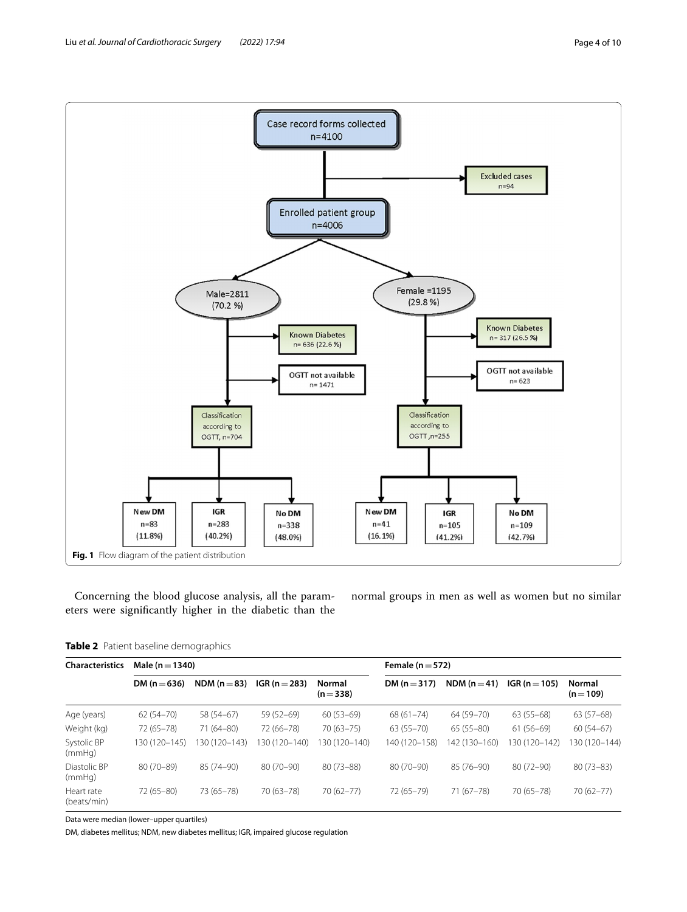Fig. 1 Flow diagram of the patient distribution

Concerning the blood glucose analysis, all the parameters were significantly higher in the diabetic than the normal groups in men as well as women but no similar

**Table 2** Patient baseline demographics

| Characteristics | Male (n = 1340) | | | | Female (n = 572) | | | |
|---|---|---|---|---|---|---|---|---|
| | DM (n = 636) | NDM (n = 83) | IGR (n = 283) | Normal (n = 338) | DM (n = 317) | NDM (n = 41) | IGR (n = 105) | Normal (n = 109) |
| Age (years) | 62 (54–70) | 58 (54–67) | 59 (52–69) | 60 (53–69) | 68 (61–74) | 64 (59–70) | 63 (55–68) | 63 (57–68) |
| Weight (kg) | 72 (65–78) | 71 (64–80) | 72 (66–78) | 70 (63–75) | 63 (55–70) | 65 (55–80) | 61 (56–69) | 60 (54–67) |
| Systolic BP (mmHg) | 130 (120–145) | 130 (120–143) | 130 (120–140) | 130 (120–140) | 140 (120–158) | 142 (130–160) | 130 (120–142) | 130 (120–144) |
| Diastolic BP (mmHg) | 80 (70–89) | 85 (74–90) | 80 (70–90) | 80 (73–88) | 80 (70–90) | 85 (76–90) | 80 (72–90) | 80 (73–83) |
| Heart rate (beats/min) | 72 (65–80) | 73 (65–78) | 70 (63–78) | 70 (62–77) | 72 (65–79) | 71 (67–78) | 70 (65–78) | 70 (62–77) |

Data were median (lower–upper quartiles)

DM, diabetes mellitus; NDM, new diabetes mellitus; IGR, impaired glucose regulation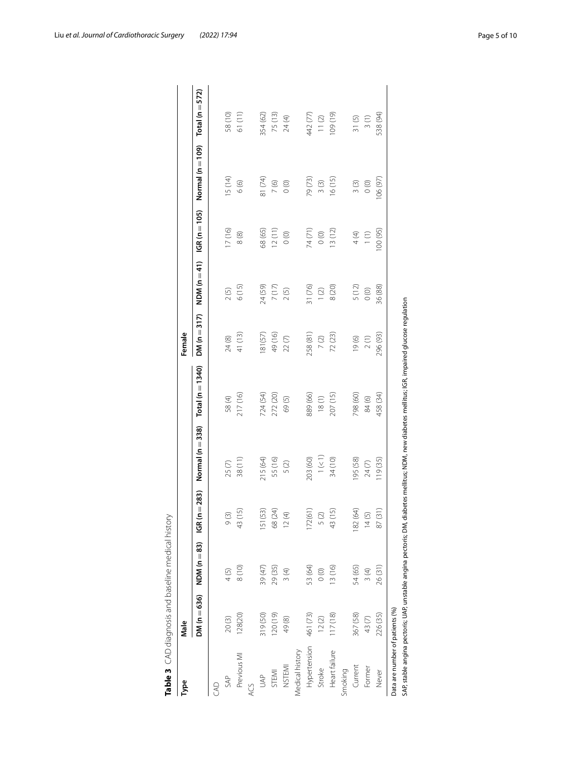**Table 3** CAD diagnosis and baseline medical history

| Type | Male | | | | | Female | | | | |
|---|---|---|---|---|---|---|---|---|---|---|
| | DM (n = 636) | NDM (n = 83) | IGR (n = 283) | Normal (n = 338) | Total (n = 1340) | DM (n = 317) | NDM (n = 41) | IGR (n = 105) | Normal (n = 109) | Total (n = 572) |
| CAD | | | | | | | | | | |
| SAP | 20 (3) | 4 (5) | 9 (3) | 25 (7) | 58 (4) | 24 (8) | 2 (5) | 17 (16) | 15 (14) | 58 (10) |
| Previous MI | 128(20) | 8 (10) | 43 (15) | 38 (11) | 217 (16) | 41 (13) | 6 (15) | 8 (8) | 6 (6) | 61 (11) |
| ACS | | | | | | | | | | |
| UAP | 319 (50) | 39 (47) | 151(53) | 215 (64) | 724 (54) | 181(57) | 24 (59) | 68 (65) | 81 (74) | 354 (62) |
| STEMI | 120 (19) | 29 (35) | 68 (24) | 55 (16) | 272 (20) | 49 (16) | 7 (17) | 12 (11) | 7 (6) | 75 (13) |
| NSTEMI | 49 (8) | 3 (4) | 12 (4) | 5 (2) | 69 (5) | 22 (7) | 2 (5) | 0 (0) | 0 (0) | 24 (4) |
| Medical history | | | | | | | | | | |
| Hypertension | 461 (73) | 53 (64) | 172(61) | 203 (60) | 889 (66) | 258 (81) | 31 (76) | 74 (71) | 79 (73) | 442 (77) |
| Stroke | 12 (2) | 0 (0) | 5 (2) | 1 (< 1) | 18 (1) | 7 (2) | 1 (2) | 0 (0) | 3 (3) | 11 (2) |
| Heart failure | 117 (18) | 13 (16) | 43 (15) | 34 (10) | 207 (15) | 72 (23) | 8 (20) | 13 (12) | 16 (15) | 109 (19) |
| Smoking | | | | | | | | | | |
| Current | 367 (58) | 54 (65) | 182 (64) | 195 (58) | 798 (60) | 19 (6) | 5 (12) | 4 (4) | 3 (3) | 31 (5) |
| Former | 43 (7) | 3 (4) | 14 (5) | 24 (7) | 84 (6) | 2 (1) | 0 (0) | 1 (1) | 0 (0) | 3 (1) |
| Never | 226 (35) | 26 (31) | 87 (31) | 119 (35) | 458 (34) | 296 (93) | 36 (88) | 100 (95) | 106 (97) | 538 (94) |

Data are number of patients (%)

SAP, stable angina pectoris; UAP, unstable angina pectoris; DM, diabetes mellitus; NDM, new diabetes mellitus; IGR, impaired glucose regulation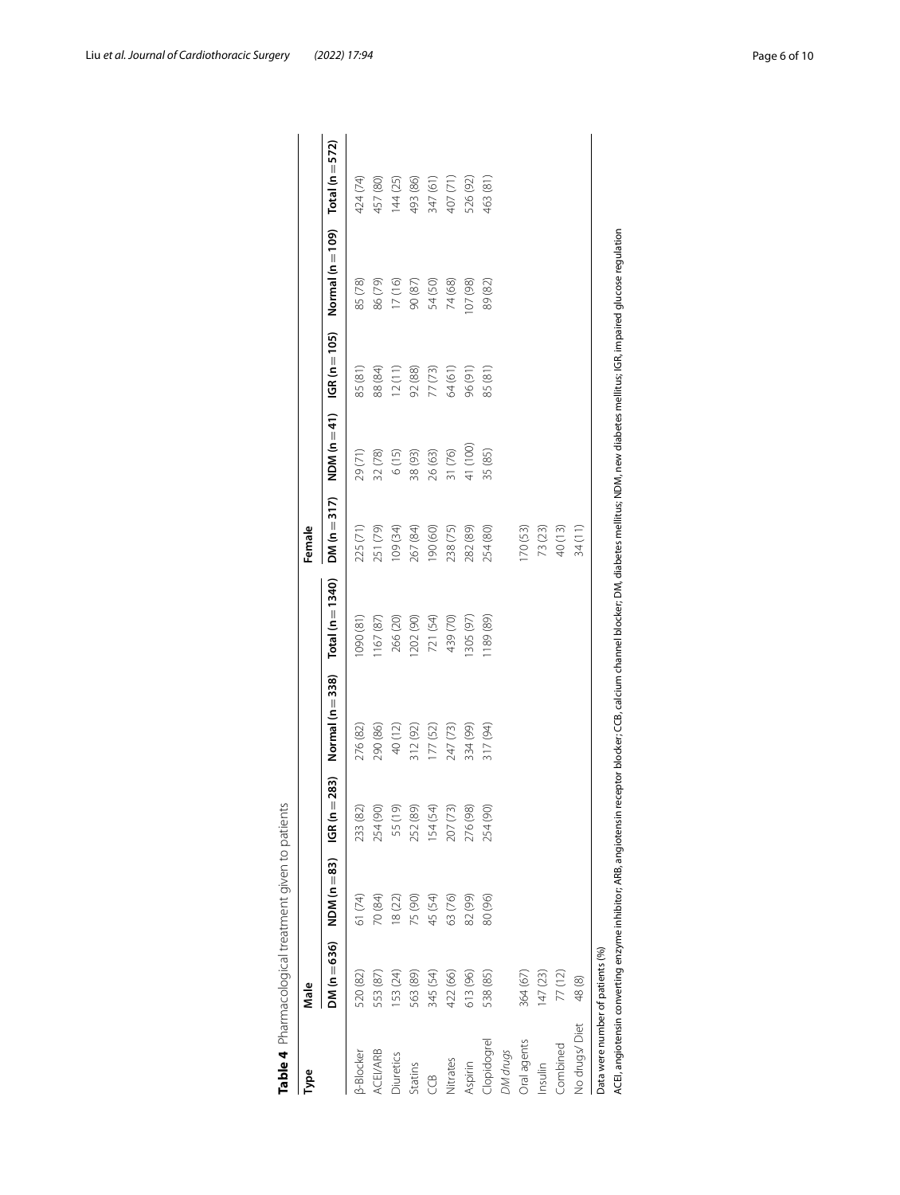**Table 4** Pharmacological treatment given to patients

| Type | Male | | | | | Female | | | | |
|---|---|---|---|---|---|---|---|---|---|---|
| | DM (n = 636) | NDM (n = 83) | IGR (n = 283) | Normal (n = 338) | Total (n = 1340) | DM (n = 317) | NDM (n = 41) | IGR (n = 105) | Normal (n = 109) | Total (n = 572) |
| β-Blocker | 520 (82) | 61 (74) | 233 (82) | 276 (82) | 1090 (81) | 225 (71) | 29 (71) | 85 (81) | 85 (78) | 424 (74) |
| ACEI/ARB | 553 (87) | 70 (84) | 254 (90) | 290 (86) | 1167 (87) | 251 (79) | 32 (78) | 88 (84) | 86 (79) | 457 (80) |
| Diuretics | 153 (24) | 18 (22) | 55 (19) | 40 (12) | 266 (20) | 109 (34) | 6 (15) | 12 (11) | 17 (16) | 144 (25) |
| Statins | 563 (89) | 75 (90) | 252 (89) | 312 (92) | 1202 (90) | 267 (84) | 38 (93) | 92 (88) | 90 (87) | 493 (86) |
| CCB | 345 (54) | 45 (54) | 154 (54) | 177 (52) | 721 (54) | 190 (60) | 26 (63) | 77 (73) | 54 (50) | 347 (61) |
| Nitrates | 422 (66) | 63 (76) | 207 (73) | 247 (73) | 439 (70) | 238 (75) | 31 (76) | 64 (61) | 74 (68) | 407 (71) |
| Aspirin | 613 (96) | 82 (99) | 276 (98) | 334 (99) | 1305 (97) | 282 (89) | 41 (100) | 96 (91) | 107 (98) | 526 (92) |
| Clopidogrel | 538 (85) | 80 (96) | 254 (90) | 317 (94) | 1189 (89) | 254 (80) | 35 (85) | 85 (81) | 89 (82) | 463 (81) |
| *DM drugs* | | | | | | | | | | |
| Oral agents | 364 (67) | | | | | 170 (53) | | | | |
| Insulin | 147 (23) | | | | | 73 (23) | | | | |
| Combined | 77 (12) | | | | | 40 (13) | | | | |
| No drugs/ Diet | 48 (8) | | | | | 34 (11) | | | | |

Data were number of patients (%)

ACEI, angiotensin converting enzyme inhibitor; ARB, angiotensin receptor blocker; CCB, calcium channel blocker; DM, diabetes mellitus; NDM, new diabetes mellitus; IGR, impaired glucose regulation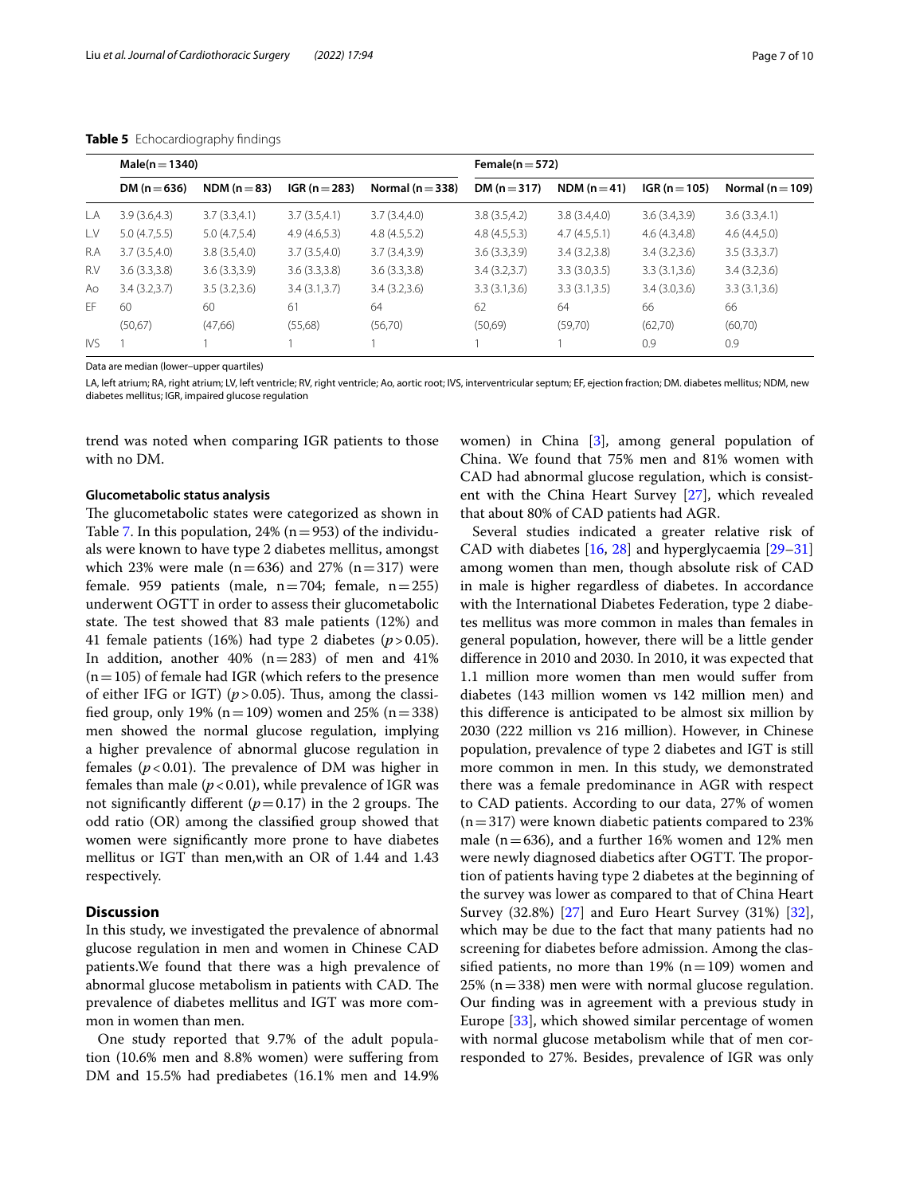**Table 5** Echocardiography findings

| | Male(n = 1340) | | | | Female(n = 572) | | | |
|---|---|---|---|---|---|---|---|---|
| | DM (n = 636) | NDM (n = 83) | IGR (n = 283) | Normal (n = 338) | DM (n = 317) | NDM (n = 41) | IGR (n = 105) | Normal (n = 109) |
| LA | 3.9 (3.6,4.3) | 3.7 (3.3,4.1) | 3.7 (3.5,4.1) | 3.7 (3.4,4.0) | 3.8 (3.5,4.2) | 3.8 (3.4,4.0) | 3.6 (3.4,3.9) | 3.6 (3.3,4.1) |
| LV | 5.0 (4.7,5.5) | 5.0 (4.7,5.4) | 4.9 (4.6,5.3) | 4.8 (4.5,5.2) | 4.8 (4.5,5.3) | 4.7 (4.5,5.1) | 4.6 (4.3,4.8) | 4.6 (4.4,5.0) |
| RA | 3.7 (3.5,4.0) | 3.8 (3.5,4.0) | 3.7 (3.5,4.0) | 3.7 (3.4,3.9) | 3.6 (3.3,3.9) | 3.4 (3.2,3.8) | 3.4 (3.2,3.6) | 3.5 (3.3,3.7) |
| RV | 3.6 (3.3,3.8) | 3.6 (3.3,3.9) | 3.6 (3.3,3.8) | 3.6 (3.3,3.8) | 3.4 (3.2,3.7) | 3.3 (3.0,3.5) | 3.3 (3.1,3.6) | 3.4 (3.2,3.6) |
| Ao | 3.4 (3.2,3.7) | 3.5 (3.2,3.6) | 3.4 (3.1,3.7) | 3.4 (3.2,3.6) | 3.3 (3.1,3.6) | 3.3 (3.1,3.5) | 3.4 (3.0,3.6) | 3.3 (3.1,3.6) |
| EF | 60 (50,67) | 60 (47,66) | 61 (55,68) | 64 (56,70) | 62 (50,69) | 64 (59,70) | 66 (62,70) | 66 (60,70) |
| IVS | 1 | 1 | 1 | 1 | 1 | 1 | 0.9 | 0.9 |

Data are median (lower–upper quartiles)

LA, left atrium; RA, right atrium; LV, left ventricle; RV, right ventricle; Ao, aortic root; IVS, interventricular septum; EF, ejection fraction; DM. diabetes mellitus; NDM, new diabetes mellitus; IGR, impaired glucose regulation

trend was noted when comparing IGR patients to those with no DM.

### Glucometabolic status analysis

The glucometabolic states were categorized as shown in Table 7. In this population, 24% (n = 953) of the individuals were known to have type 2 diabetes mellitus, amongst which 23% were male (n = 636) and 27% (n = 317) were female. 959 patients (male, n = 704; female, n = 255) underwent OGTT in order to assess their glucometabolic state. The test showed that 83 male patients (12%) and 41 female patients (16%) had type 2 diabetes ($p > 0.05$). In addition, another 40% (n = 283) of men and 41% (n = 105) of female had IGR (which refers to the presence of either IFG or IGT) ($p > 0.05$). Thus, among the classified group, only 19% (n = 109) women and 25% (n = 338) men showed the normal glucose regulation, implying a higher prevalence of abnormal glucose regulation in females ($p < 0.01$). The prevalence of DM was higher in females than male ($p < 0.01$), while prevalence of IGR was not significantly different ($p = 0.17$) in the 2 groups. The odd ratio (OR) among the classified group showed that women were significantly more prone to have diabetes mellitus or IGT than men,with an OR of 1.44 and 1.43 respectively.

## Discussion

In this study, we investigated the prevalence of abnormal glucose regulation in men and women in Chinese CAD patients.We found that there was a high prevalence of abnormal glucose metabolism in patients with CAD. The prevalence of diabetes mellitus and IGT was more common in women than men.

One study reported that 9.7% of the adult population (10.6% men and 8.8% women) were suffering from DM and 15.5% had prediabetes (16.1% men and 14.9% women) in China [3], among general population of China. We found that 75% men and 81% women with CAD had abnormal glucose regulation, which is consistent with the China Heart Survey [27], which revealed that about 80% of CAD patients had AGR.

Several studies indicated a greater relative risk of CAD with diabetes [16, 28] and hyperglycaemia [29–31] among women than men, though absolute risk of CAD in male is higher regardless of diabetes. In accordance with the International Diabetes Federation, type 2 diabetes mellitus was more common in males than females in general population, however, there will be a little gender difference in 2010 and 2030. In 2010, it was expected that 1.1 million more women than men would suffer from diabetes (143 million women vs 142 million men) and this difference is anticipated to be almost six million by 2030 (222 million vs 216 million). However, in Chinese population, prevalence of type 2 diabetes and IGT is still more common in men. In this study, we demonstrated there was a female predominance in AGR with respect to CAD patients. According to our data, 27% of women (n = 317) were known diabetic patients compared to 23% male (n = 636), and a further 16% women and 12% men were newly diagnosed diabetics after OGTT. The proportion of patients having type 2 diabetes at the beginning of the survey was lower as compared to that of China Heart Survey (32.8%) [27] and Euro Heart Survey (31%) [32], which may be due to the fact that many patients had no screening for diabetes before admission. Among the classified patients, no more than 19% (n = 109) women and 25% (n = 338) men were with normal glucose regulation. Our finding was in agreement with a previous study in Europe [33], which showed similar percentage of women with normal glucose metabolism while that of men corresponded to 27%. Besides, prevalence of IGR was only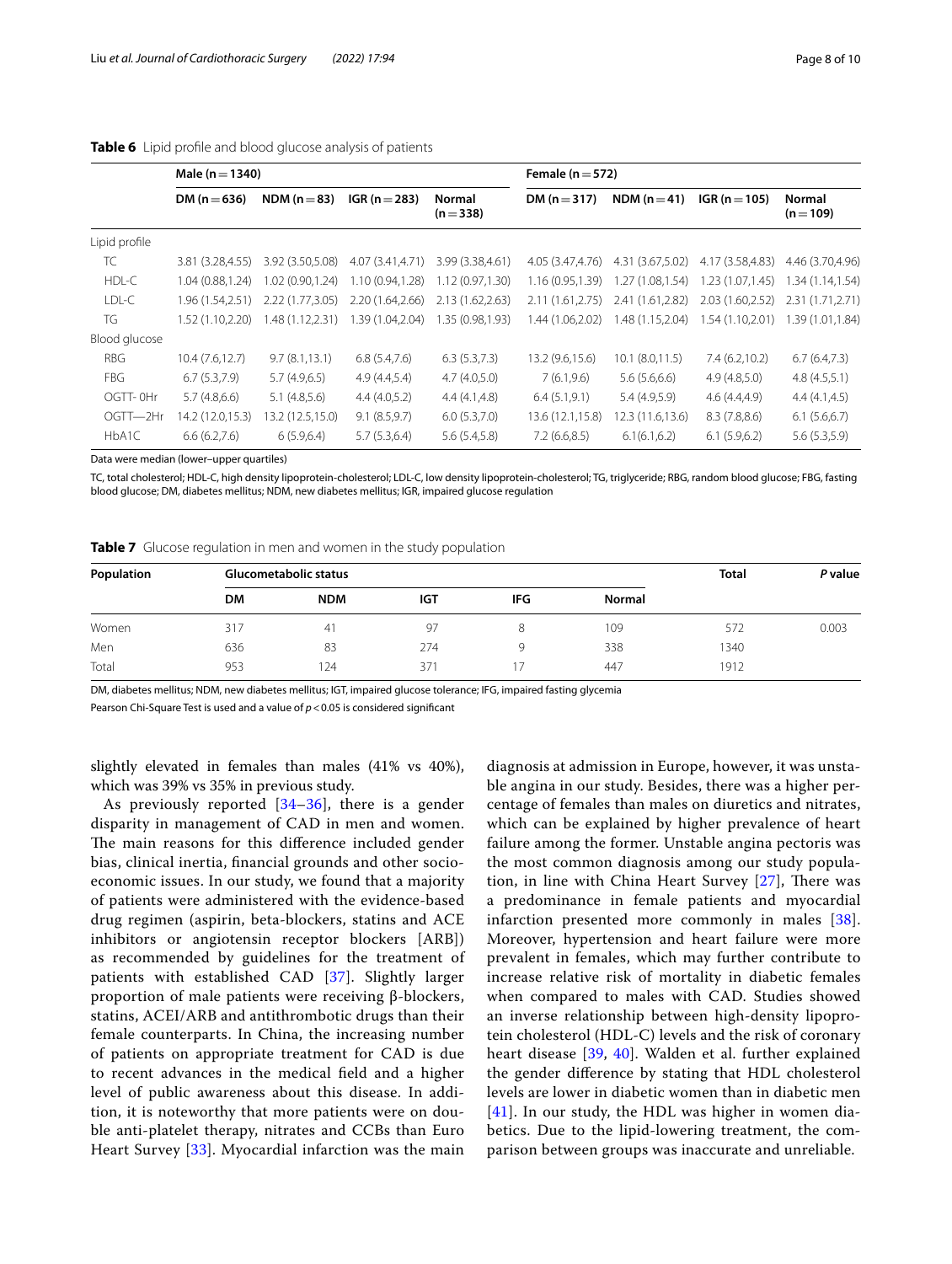**Table 6** Lipid profile and blood glucose analysis of patients

| | Male (n = 1340) | | | | Female (n = 572) | | | |
|---|---|---|---|---|---|---|---|---|
| | DM (n = 636) | NDM (n = 83) | IGR (n = 283) | Normal (n = 338) | DM (n = 317) | NDM (n = 41) | IGR (n = 105) | Normal (n = 109) |
| Lipid profile | | | | | | | | |
| TC | 3.81 (3.28,4.55) | 3.92 (3.50,5.08) | 4.07 (3.41,4.71) | 3.99 (3.38,4.61) | 4.05 (3.47,4.76) | 4.31 (3.67,5.02) | 4.17 (3.58,4.83) | 4.46 (3.70,4.96) |
| HDL-C | 1.04 (0.88,1.24) | 1.02 (0.90,1.24) | 1.10 (0.94,1.28) | 1.12 (0.97,1.30) | 1.16 (0.95,1.39) | 1.27 (1.08,1.54) | 1.23 (1.07,1.45) | 1.34 (1.14,1.54) |
| LDL-C | 1.96 (1.54,2.51) | 2.22 (1.77,3.05) | 2.20 (1.64,2.66) | 2.13 (1.62,2.63) | 2.11 (1.61,2.75) | 2.41 (1.61,2.82) | 2.03 (1.60,2.52) | 2.31 (1.71,2.71) |
| TG | 1.52 (1.10,2.20) | 1.48 (1.12,2.31) | 1.39 (1.04,2.04) | 1.35 (0.98,1.93) | 1.44 (1.06,2.02) | 1.48 (1.15,2.04) | 1.54 (1.10,2.01) | 1.39 (1.01,1.84) |
| Blood glucose | | | | | | | | |
| RBG | 10.4 (7.6,12.7) | 9.7 (8.1,13.1) | 6.8 (5.4,7.6) | 6.3 (5.3,7.3) | 13.2 (9.6,15.6) | 10.1 (8.0,11.5) | 7.4 (6.2,10.2) | 6.7 (6.4,7.3) |
| FBG | 6.7 (5.3,7.9) | 5.7 (4.9,6.5) | 4.9 (4.4,5.4) | 4.7 (4.0,5.0) | 7 (6.1,9.6) | 5.6 (5.6,6.6) | 4.9 (4.8,5.0) | 4.8 (4.5,5.1) |
| OGTT- 0Hr | 5.7 (4.8,6.6) | 5.1 (4.8,5.6) | 4.4 (4.0,5.2) | 4.4 (4.1,4.8) | 6.4 (5.1,9.1) | 5.4 (4.9,5.9) | 4.6 (4.4,4.9) | 4.4 (4.1,4.5) |
| OGTT—2Hr | 14.2 (12.0,15.3) | 13.2 (12.5,15.0) | 9.1 (8.5,9.7) | 6.0 (5.3,7.0) | 13.6 (12.1,15.8) | 12.3 (11.6,13.6) | 8.3 (7.8,8.6) | 6.1 (5.6,6.7) |
| HbA1C | 6.6 (6.2,7.6) | 6 (5.9,6.4) | 5.7 (5.3,6.4) | 5.6 (5.4,5.8) | 7.2 (6.6,8.5) | 6.1(6.1,6.2) | 6.1 (5.9,6.2) | 5.6 (5.3,5.9) |

Data were median (lower–upper quartiles)

TC, total cholesterol; HDL-C, high density lipoprotein-cholesterol; LDL-C, low density lipoprotein-cholesterol; TG, triglyceride; RBG, random blood glucose; FBG, fasting blood glucose; DM, diabetes mellitus; NDM, new diabetes mellitus; IGR, impaired glucose regulation

**Table 7** Glucose regulation in men and women in the study population

| Population | Glucometabolic status | | | | | Total | P value |
|---|---|---|---|---|---|---|---|
| | DM | NDM | IGT | IFG | Normal | | |
| Women | 317 | 41 | 97 | 8 | 109 | 572 | 0.003 |
| Men | 636 | 83 | 274 | 9 | 338 | 1340 | |
| Total | 953 | 124 | 371 | 17 | 447 | 1912 | |

DM, diabetes mellitus; NDM, new diabetes mellitus; IGT, impaired glucose tolerance; IFG, impaired fasting glycemia

Pearson Chi-Square Test is used and a value of $p < 0.05$ is considered significant

slightly elevated in females than males (41% vs 40%), which was 39% vs 35% in previous study.

As previously reported [34–36], there is a gender disparity in management of CAD in men and women. The main reasons for this difference included gender bias, clinical inertia, financial grounds and other socio-economic issues. In our study, we found that a majority of patients were administered with the evidence-based drug regimen (aspirin, beta-blockers, statins and ACE inhibitors or angiotensin receptor blockers [ARB]) as recommended by guidelines for the treatment of patients with established CAD [37]. Slightly larger proportion of male patients were receiving β-blockers, statins, ACEI/ARB and antithrombotic drugs than their female counterparts. In China, the increasing number of patients on appropriate treatment for CAD is due to recent advances in the medical field and a higher level of public awareness about this disease. In addition, it is noteworthy that more patients were on double anti-platelet therapy, nitrates and CCBs than Euro Heart Survey [33]. Myocardial infarction was the main diagnosis at admission in Europe, however, it was unstable angina in our study. Besides, there was a higher percentage of females than males on diuretics and nitrates, which can be explained by higher prevalence of heart failure among the former. Unstable angina pectoris was the most common diagnosis among our study population, in line with China Heart Survey [27], There was a predominance in female patients and myocardial infarction presented more commonly in males [38]. Moreover, hypertension and heart failure were more prevalent in females, which may further contribute to increase relative risk of mortality in diabetic females when compared to males with CAD. Studies showed an inverse relationship between high-density lipoprotein cholesterol (HDL-C) levels and the risk of coronary heart disease [39, 40]. Walden et al. further explained the gender difference by stating that HDL cholesterol levels are lower in diabetic women than in diabetic men [41]. In our study, the HDL was higher in women diabetics. Due to the lipid-lowering treatment, the comparison between groups was inaccurate and unreliable.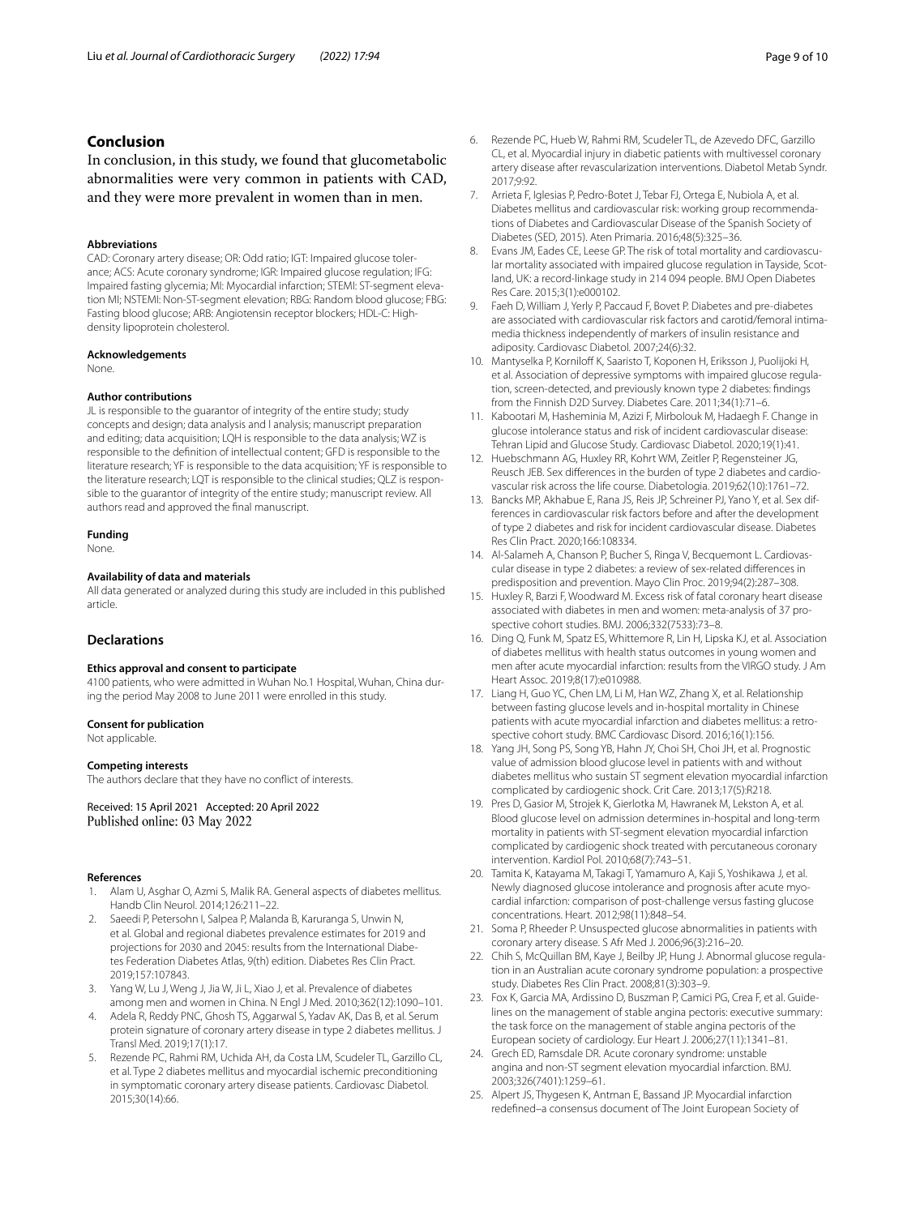## Conclusion

In conclusion, in this study, we found that glucometabolic abnormalities were very common in patients with CAD, and they were more prevalent in women than in men.

#### Abbreviations

CAD: Coronary artery disease; OR: Odd ratio; IGT: Impaired glucose tolerance; ACS: Acute coronary syndrome; IGR: Impaired glucose regulation; IFG: Impaired fasting glycemia; MI: Myocardial infarction; STEMI: ST-segment elevation MI; NSTEMI: Non-ST-segment elevation; RBG: Random blood glucose; FBG: Fasting blood glucose; ARB: Angiotensin receptor blockers; HDL-C: High-density lipoprotein cholesterol.

#### Acknowledgements

None.

#### Author contributions

JL is responsible to the guarantor of integrity of the entire study; study concepts and design; data analysis and l analysis; manuscript preparation and editing; data acquisition; LQH is responsible to the data analysis; WZ is responsible to the definition of intellectual content; GFD is responsible to the literature research; YF is responsible to the data acquisition; YF is responsible to the literature research; LQT is responsible to the clinical studies; QLZ is responsible to the guarantor of integrity of the entire study; manuscript review. All authors read and approved the final manuscript.

#### Funding

None.

#### Availability of data and materials

All data generated or analyzed during this study are included in this published article.

## Declarations

#### Ethics approval and consent to participate

4100 patients, who were admitted in Wuhan No.1 Hospital, Wuhan, China during the period May 2008 to June 2011 were enrolled in this study.

#### Consent for publication

Not applicable.

#### Competing interests

The authors declare that they have no conflict of interests.

Received: 15 April 2021 Accepted: 20 April 2022
Published online: 03 May 2022

#### References

1. Alam U, Asghar O, Azmi S, Malik RA. General aspects of diabetes mellitus. Handb Clin Neurol. 2014;126:211–22.
2. Saeedi P, Petersohn I, Salpea P, Malanda B, Karuranga S, Unwin N, et al. Global and regional diabetes prevalence estimates for 2019 and projections for 2030 and 2045: results from the International Diabetes Federation Diabetes Atlas, 9(th) edition. Diabetes Res Clin Pract. 2019;157:107843.
3. Yang W, Lu J, Weng J, Jia W, Ji L, Xiao J, et al. Prevalence of diabetes among men and women in China. N Engl J Med. 2010;362(12):1090–101.
4. Adela R, Reddy PNC, Ghosh TS, Aggarwal S, Yadav AK, Das B, et al. Serum protein signature of coronary artery disease in type 2 diabetes mellitus. J Transl Med. 2019;17(1):17.
5. Rezende PC, Rahmi RM, Uchida AH, da Costa LM, Scudeler TL, Garzillo CL, et al. Type 2 diabetes mellitus and myocardial ischemic preconditioning in symptomatic coronary artery disease patients. Cardiovasc Diabetol. 2015;30(14):66.
6. Rezende PC, Hueb W, Rahmi RM, Scudeler TL, de Azevedo DFC, Garzillo CL, et al. Myocardial injury in diabetic patients with multivessel coronary artery disease after revascularization interventions. Diabetol Metab Syndr. 2017;9:92.
7. Arrieta F, Iglesias P, Pedro-Botet J, Tebar FJ, Ortega E, Nubiola A, et al. Diabetes mellitus and cardiovascular risk: working group recommendations of Diabetes and Cardiovascular Disease of the Spanish Society of Diabetes (SED, 2015). Aten Primaria. 2016;48(5):325–36.
8. Evans JM, Eades CE, Leese GP. The risk of total mortality and cardiovascular mortality associated with impaired glucose regulation in Tayside, Scotland, UK: a record-linkage study in 214 094 people. BMJ Open Diabetes Res Care. 2015;3(1):e000102.
9. Faeh D, William J, Yerly P, Paccaud F, Bovet P. Diabetes and pre-diabetes are associated with cardiovascular risk factors and carotid/femoral intima-media thickness independently of markers of insulin resistance and adiposity. Cardiovasc Diabetol. 2007;24(6):32.
10. Mantyselka P, Korniloff K, Saaristo T, Koponen H, Eriksson J, Puolijoki H, et al. Association of depressive symptoms with impaired glucose regulation, screen-detected, and previously known type 2 diabetes: findings from the Finnish D2D Survey. Diabetes Care. 2011;34(1):71–6.
11. Kabootari M, Hasheminia M, Azizi F, Mirbolouk M, Hadaegh F. Change in glucose intolerance status and risk of incident cardiovascular disease: Tehran Lipid and Glucose Study. Cardiovasc Diabetol. 2020;19(1):41.
12. Huebschmann AG, Huxley RR, Kohrt WM, Zeitler P, Regensteiner JG, Reusch JEB. Sex differences in the burden of type 2 diabetes and cardiovascular risk across the life course. Diabetologia. 2019;62(10):1761–72.
13. Bancks MP, Akhabue E, Rana JS, Reis JP, Schreiner PJ, Yano Y, et al. Sex differences in cardiovascular risk factors before and after the development of type 2 diabetes and risk for incident cardiovascular disease. Diabetes Res Clin Pract. 2020;166:108334.
14. Al-Salameh A, Chanson P, Bucher S, Ringa V, Becquemont L. Cardiovascular disease in type 2 diabetes: a review of sex-related differences in predisposition and prevention. Mayo Clin Proc. 2019;94(2):287–308.
15. Huxley R, Barzi F, Woodward M. Excess risk of fatal coronary heart disease associated with diabetes in men and women: meta-analysis of 37 prospective cohort studies. BMJ. 2006;332(7533):73–8.
16. Ding Q, Funk M, Spatz ES, Whittemore R, Lin H, Lipska KJ, et al. Association of diabetes mellitus with health status outcomes in young women and men after acute myocardial infarction: results from the VIRGO study. J Am Heart Assoc. 2019;8(17):e010988.
17. Liang H, Guo YC, Chen LM, Li M, Han WZ, Zhang X, et al. Relationship between fasting glucose levels and in-hospital mortality in Chinese patients with acute myocardial infarction and diabetes mellitus: a retrospective cohort study. BMC Cardiovasc Disord. 2016;16(1):156.
18. Yang JH, Song PS, Song YB, Hahn JY, Choi SH, Choi JH, et al. Prognostic value of admission blood glucose level in patients with and without diabetes mellitus who sustain ST segment elevation myocardial infarction complicated by cardiogenic shock. Crit Care. 2013;17(5):R218.
19. Pres D, Gasior M, Strojek K, Gierlotka M, Hawranek M, Lekston A, et al. Blood glucose level on admission determines in-hospital and long-term mortality in patients with ST-segment elevation myocardial infarction complicated by cardiogenic shock treated with percutaneous coronary intervention. Kardiol Pol. 2010;68(7):743–51.
20. Tamita K, Katayama M, Takagi T, Yamamuro A, Kaji S, Yoshikawa J, et al. Newly diagnosed glucose intolerance and prognosis after acute myocardial infarction: comparison of post-challenge versus fasting glucose concentrations. Heart. 2012;98(11):848–54.
21. Soma P, Rheeder P. Unsuspected glucose abnormalities in patients with coronary artery disease. S Afr Med J. 2006;96(3):216–20.
22. Chih S, McQuillan BM, Kaye J, Beilby JP, Hung J. Abnormal glucose regulation in an Australian acute coronary syndrome population: a prospective study. Diabetes Res Clin Pract. 2008;81(3):303–9.
23. Fox K, Garcia MA, Ardissino D, Buszman P, Camici PG, Crea F, et al. Guidelines on the management of stable angina pectoris: executive summary: the task force on the management of stable angina pectoris of the European society of cardiology. Eur Heart J. 2006;27(11):1341–81.
24. Grech ED, Ramsdale DR. Acute coronary syndrome: unstable angina and non-ST segment elevation myocardial infarction. BMJ. 2003;326(7401):1259–61.
25. Alpert JS, Thygesen K, Antman E, Bassand JP. Myocardial infarction redefined–a consensus document of The Joint European Society of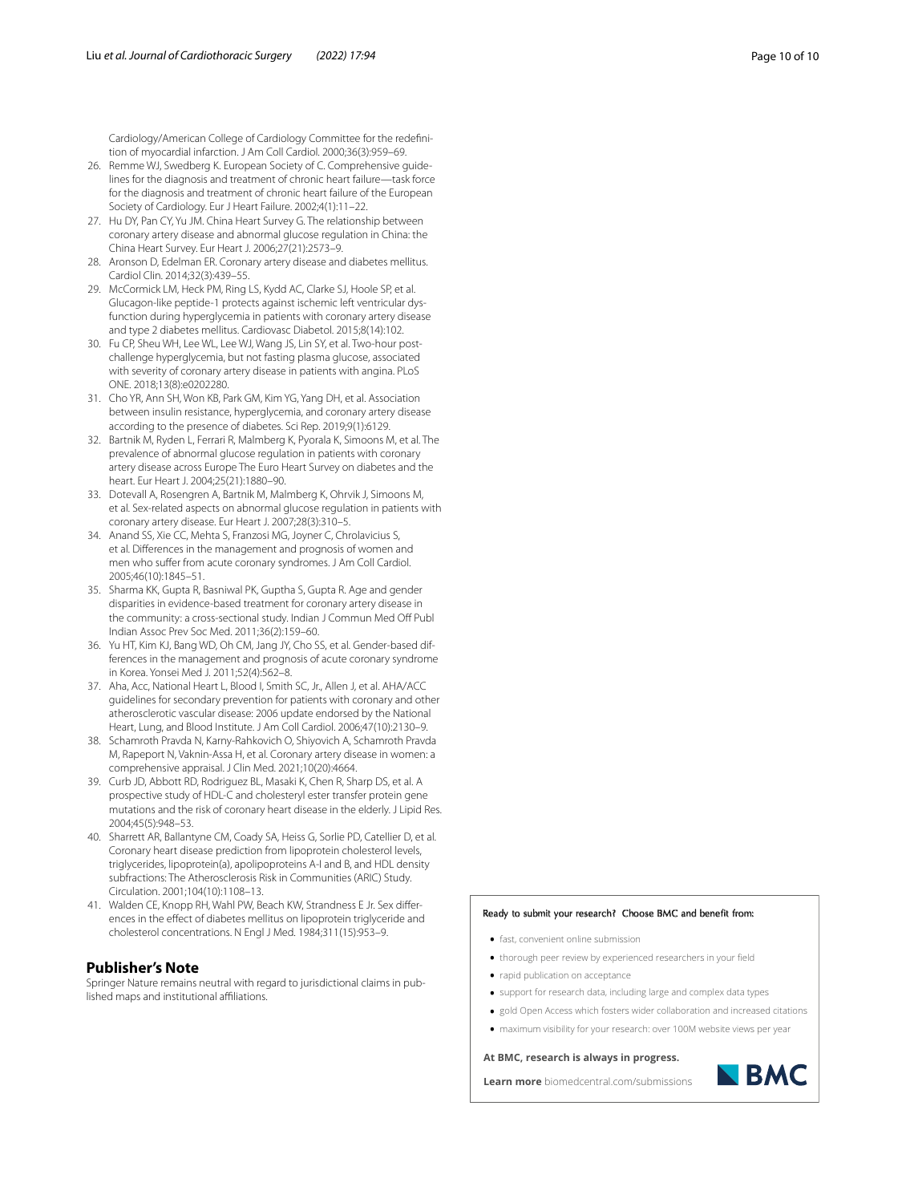Cardiology/American College of Cardiology Committee for the redefinition of myocardial infarction. J Am Coll Cardiol. 2000;36(3):959–69.

26. Remme WJ, Swedberg K. European Society of C. Comprehensive guidelines for the diagnosis and treatment of chronic heart failure—task force for the diagnosis and treatment of chronic heart failure of the European Society of Cardiology. Eur J Heart Failure. 2002;4(1):11–22.
27. Hu DY, Pan CY, Yu JM. China Heart Survey G. The relationship between coronary artery disease and abnormal glucose regulation in China: the China Heart Survey. Eur Heart J. 2006;27(21):2573–9.
28. Aronson D, Edelman ER. Coronary artery disease and diabetes mellitus. Cardiol Clin. 2014;32(3):439–55.
29. McCormick LM, Heck PM, Ring LS, Kydd AC, Clarke SJ, Hoole SP, et al. Glucagon-like peptide-1 protects against ischemic left ventricular dysfunction during hyperglycemia in patients with coronary artery disease and type 2 diabetes mellitus. Cardiovasc Diabetol. 2015;8(14):102.
30. Fu CP, Sheu WH, Lee WL, Lee WJ, Wang JS, Lin SY, et al. Two-hour postchallenge hyperglycemia, but not fasting plasma glucose, associated with severity of coronary artery disease in patients with angina. PLoS ONE. 2018;13(8):e0202280.
31. Cho YR, Ann SH, Won KB, Park GM, Kim YG, Yang DH, et al. Association between insulin resistance, hyperglycemia, and coronary artery disease according to the presence of diabetes. Sci Rep. 2019;9(1):6129.
32. Bartnik M, Ryden L, Ferrari R, Malmberg K, Pyorala K, Simoons M, et al. The prevalence of abnormal glucose regulation in patients with coronary artery disease across Europe The Euro Heart Survey on diabetes and the heart. Eur Heart J. 2004;25(21):1880–90.
33. Dotevall A, Rosengren A, Bartnik M, Malmberg K, Ohrvik J, Simoons M, et al. Sex-related aspects on abnormal glucose regulation in patients with coronary artery disease. Eur Heart J. 2007;28(3):310–5.
34. Anand SS, Xie CC, Mehta S, Franzosi MG, Joyner C, Chrolavicius S, et al. Differences in the management and prognosis of women and men who suffer from acute coronary syndromes. J Am Coll Cardiol. 2005;46(10):1845–51.
35. Sharma KK, Gupta R, Basniwal PK, Guptha S, Gupta R. Age and gender disparities in evidence-based treatment for coronary artery disease in the community: a cross-sectional study. Indian J Commun Med Off Publ Indian Assoc Prev Soc Med. 2011;36(2):159–60.
36. Yu HT, Kim KJ, Bang WD, Oh CM, Jang JY, Cho SS, et al. Gender-based differences in the management and prognosis of acute coronary syndrome in Korea. Yonsei Med J. 2011;52(4):562–8.
37. Aha, Acc, National Heart L, Blood I, Smith SC, Jr., Allen J, et al. AHA/ACC guidelines for secondary prevention for patients with coronary and other atherosclerotic vascular disease: 2006 update endorsed by the National Heart, Lung, and Blood Institute. J Am Coll Cardiol. 2006;47(10):2130–9.
38. Schamroth Pravda N, Karny-Rahkovich O, Shiyovich A, Schamroth Pravda M, Rapeport N, Vaknin-Assa H, et al. Coronary artery disease in women: a comprehensive appraisal. J Clin Med. 2021;10(20):4664.
39. Curb JD, Abbott RD, Rodriguez BL, Masaki K, Chen R, Sharp DS, et al. A prospective study of HDL-C and cholesteryl ester transfer protein gene mutations and the risk of coronary heart disease in the elderly. J Lipid Res. 2004;45(5):948–53.
40. Sharrett AR, Ballantyne CM, Coady SA, Heiss G, Sorlie PD, Catellier D, et al. Coronary heart disease prediction from lipoprotein cholesterol levels, triglycerides, lipoprotein(a), apolipoproteins A-I and B, and HDL density subfractions: The Atherosclerosis Risk in Communities (ARIC) Study. Circulation. 2001;104(10):1108–13.
41. Walden CE, Knopp RH, Wahl PW, Beach KW, Strandness E Jr. Sex differences in the effect of diabetes mellitus on lipoprotein triglyceride and cholesterol concentrations. N Engl J Med. 1984;311(15):953–9.

## Publisher's Note

Springer Nature remains neutral with regard to jurisdictional claims in published maps and institutional affiliations.

Ready to submit your research? Choose BMC and benefit from:

- fast, convenient online submission
- thorough peer review by experienced researchers in your field
- rapid publication on acceptance
- support for research data, including large and complex data types
- gold Open Access which fosters wider collaboration and increased citations
- maximum visibility for your research: over 100M website views per year

**At BMC, research is always in progress.**

**Learn more** biomedcentral.com/submissions

BMC